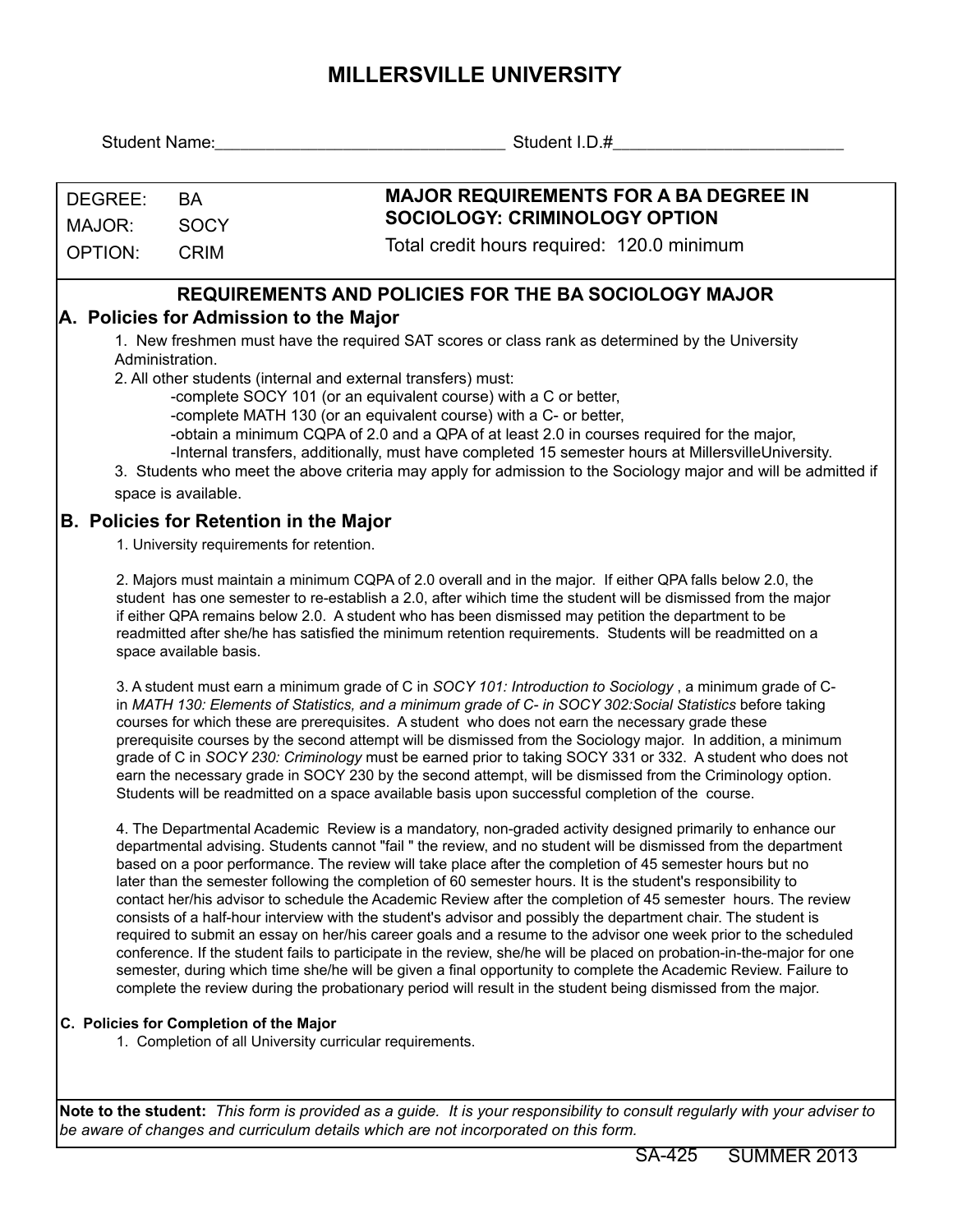# MILLERSVILLE UNIVERSITY

Student Name:_______________________________ Student I.D.#_________________________

| | | |
|---|---|---|
| DEGREE: | BA | **MAJOR REQUIREMENTS FOR A BA DEGREE IN SOCIOLOGY: CRIMINOLOGY OPTION** |
| MAJOR: | SOCY | Total credit hours required: 120.0 minimum |
| OPTION: | CRIM | |

## REQUIREMENTS AND POLICIES FOR THE BA SOCIOLOGY MAJOR

### A. Policies for Admission to the Major

1. New freshmen must have the required SAT scores or class rank as determined by the University Administration.
2. All other students (internal and external transfers) must:
   - complete SOCY 101 (or an equivalent course) with a C or better,
   - complete MATH 130 (or an equivalent course) with a C- or better,
   - obtain a minimum CQPA of 2.0 and a QPA of at least 2.0 in courses required for the major,
   - Internal transfers, additionally, must have completed 15 semester hours at MillersvilleUniversity.
3. Students who meet the above criteria may apply for admission to the Sociology major and will be admitted if space is available.

### B. Policies for Retention in the Major

1. University requirements for retention.

2. Majors must maintain a minimum CQPA of 2.0 overall and in the major. If either QPA falls below 2.0, the student has one semester to re-establish a 2.0, after wihich time the student will be dismissed from the major if either QPA remains below 2.0. A student who has been dismissed may petition the department to be readmitted after she/he has satisfied the minimum retention requirements. Students will be readmitted on a space available basis.

3. A student must earn a minimum grade of C in *SOCY 101: Introduction to Sociology* , a minimum grade of C- in *MATH 130: Elements of Statistics, and a minimum grade of C- in SOCY 302:Social Statistics* before taking courses for which these are prerequisites. A student who does not earn the necessary grade these prerequisite courses by the second attempt will be dismissed from the Sociology major. In addition, a minimum grade of C in *SOCY 230: Criminology* must be earned prior to taking SOCY 331 or 332. A student who does not earn the necessary grade in SOCY 230 by the second attempt, will be dismissed from the Criminology option. Students will be readmitted on a space available basis upon successful completion of the course.

4. The Departmental Academic Review is a mandatory, non-graded activity designed primarily to enhance our departmental advising. Students cannot "fail " the review, and no student will be dismissed from the department based on a poor performance. The review will take place after the completion of 45 semester hours but no later than the semester following the completion of 60 semester hours. It is the student's responsibility to contact her/his advisor to schedule the Academic Review after the completion of 45 semester hours. The review consists of a half-hour interview with the student's advisor and possibly the department chair. The student is required to submit an essay on her/his career goals and a resume to the advisor one week prior to the scheduled conference. If the student fails to participate in the review, she/he will be placed on probation-in-the-major for one semester, during which time she/he will be given a final opportunity to complete the Academic Review. Failure to complete the review during the probationary period will result in the student being dismissed from the major.

### C. Policies for Completion of the Major

1. Completion of all University curricular requirements.

**Note to the student:** *This form is provided as a guide. It is your responsibility to consult regularly with your adviser to be aware of changes and curriculum details which are not incorporated on this form.*

SA-425 SUMMER 2013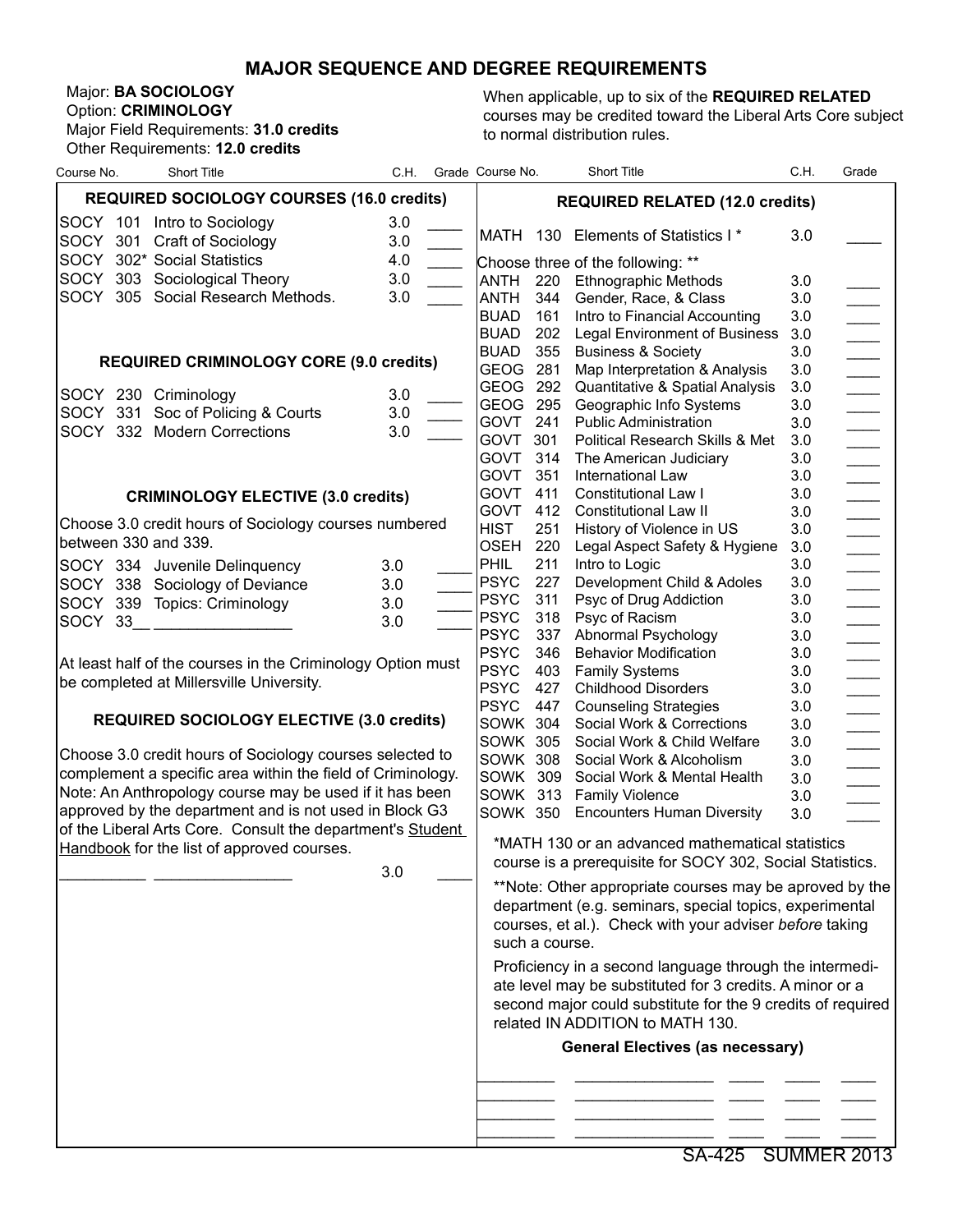# MAJOR SEQUENCE AND DEGREE REQUIREMENTS

Major: **BA SOCIOLOGY**
Option: **CRIMINOLOGY**
Major Field Requirements: **31.0 credits**
Other Requirements: **12.0 credits**

When applicable, up to six of the **REQUIRED RELATED** courses may be credited toward the Liberal Arts Core subject to normal distribution rules.

### REQUIRED SOCIOLOGY COURSES (16.0 credits)

| Course No. | Short Title | C.H. | Grade |
|---|---|---|---|
| SOCY 101 | Intro to Sociology | 3.0 | ____ |
| SOCY 301 | Craft of Sociology | 3.0 | ____ |
| SOCY 302* | Social Statistics | 4.0 | ____ |
| SOCY 303 | Sociological Theory | 3.0 | ____ |
| SOCY 305 | Social Research Methods. | 3.0 | ____ |

### REQUIRED CRIMINOLOGY CORE (9.0 credits)

| Course No. | Short Title | C.H. | Grade |
|---|---|---|---|
| SOCY 230 | Criminology | 3.0 | ____ |
| SOCY 331 | Soc of Policing & Courts | 3.0 | ____ |
| SOCY 332 | Modern Corrections | 3.0 | ____ |

### CRIMINOLOGY ELECTIVE (3.0 credits)

Choose 3.0 credit hours of Sociology courses numbered between 330 and 339.

| Course No. | Short Title | C.H. | Grade |
|---|---|---|---|
| SOCY 334 | Juvenile Delinquency | 3.0 | ____ |
| SOCY 338 | Sociology of Deviance | 3.0 | ____ |
| SOCY 339 | Topics: Criminology | 3.0 | ____ |
| SOCY 33__ | ________________ | 3.0 | ____ |

At least half of the courses in the Criminology Option must be completed at Millersville University.

### REQUIRED SOCIOLOGY ELECTIVE (3.0 credits)

Choose 3.0 credit hours of Sociology courses selected to complement a specific area within the field of Criminology. Note: An Anthropology course may be used if it has been approved by the department and is not used in Block G3 of the Liberal Arts Core. Consult the department's Student Handbook for the list of approved courses.

| Course No. | Short Title | C.H. | Grade |
|---|---|---|---|
| __________ | ________________ | 3.0 | ____ |

### REQUIRED RELATED (12.0 credits)

| Course No. | Short Title | C.H. | Grade |
|---|---|---|---|
| MATH 130 | Elements of Statistics I * | 3.0 | ____ |

Choose three of the following: **

| Course No. | Short Title | C.H. | Grade |
|---|---|---|---|
| ANTH 220 | Ethnographic Methods | 3.0 | ____ |
| ANTH 344 | Gender, Race, & Class | 3.0 | ____ |
| BUAD 161 | Intro to Financial Accounting | 3.0 | ____ |
| BUAD 202 | Legal Environment of Business | 3.0 | ____ |
| BUAD 355 | Business & Society | 3.0 | ____ |
| GEOG 281 | Map Interpretation & Analysis | 3.0 | ____ |
| GEOG 292 | Quantitative & Spatial Analysis | 3.0 | ____ |
| GEOG 295 | Geographic Info Systems | 3.0 | ____ |
| GOVT 241 | Public Administration | 3.0 | ____ |
| GOVT 301 | Political Research Skills & Met | 3.0 | ____ |
| GOVT 314 | The American Judiciary | 3.0 | ____ |
| GOVT 351 | International Law | 3.0 | ____ |
| GOVT 411 | Constitutional Law I | 3.0 | ____ |
| GOVT 412 | Constitutional Law II | 3.0 | ____ |
| HIST 251 | History of Violence in US | 3.0 | ____ |
| OSEH 220 | Legal Aspect Safety & Hygiene | 3.0 | ____ |
| PHIL 211 | Intro to Logic | 3.0 | ____ |
| PSYC 227 | Development Child & Adoles | 3.0 | ____ |
| PSYC 311 | Psyc of Drug Addiction | 3.0 | ____ |
| PSYC 318 | Psyc of Racism | 3.0 | ____ |
| PSYC 337 | Abnormal Psychology | 3.0 | ____ |
| PSYC 346 | Behavior Modification | 3.0 | ____ |
| PSYC 403 | Family Systems | 3.0 | ____ |
| PSYC 427 | Childhood Disorders | 3.0 | ____ |
| PSYC 447 | Counseling Strategies | 3.0 | ____ |
| SOWK 304 | Social Work & Corrections | 3.0 | ____ |
| SOWK 305 | Social Work & Child Welfare | 3.0 | ____ |
| SOWK 308 | Social Work & Alcoholism | 3.0 | ____ |
| SOWK 309 | Social Work & Mental Health | 3.0 | ____ |
| SOWK 313 | Family Violence | 3.0 | ____ |
| SOWK 350 | Encounters Human Diversity | 3.0 | ____ |

*MATH 130 or an advanced mathematical statistics course is a prerequisite for SOCY 302, Social Statistics.

**Note: Other appropriate courses may be aproved by the department (e.g. seminars, special topics, experimental courses, et al.). Check with your adviser *before* taking such a course.

Proficiency in a second language through the intermediate level may be substituted for 3 credits. A minor or a second major could substitute for the 9 credits of required related IN ADDITION to MATH 130.

### General Electives (as necessary)

| Course No. | Short Title | C.H. | Grade | |
|---|---|---|---|---|
| ________ | ________________ | ____ | ____ | ____ |
| ________ | ________________ | ____ | ____ | ____ |
| ________ | ________________ | ____ | ____ | ____ |
| ________ | ________________ | ____ | ____ | ____ |

SA-425 SUMMER 2013